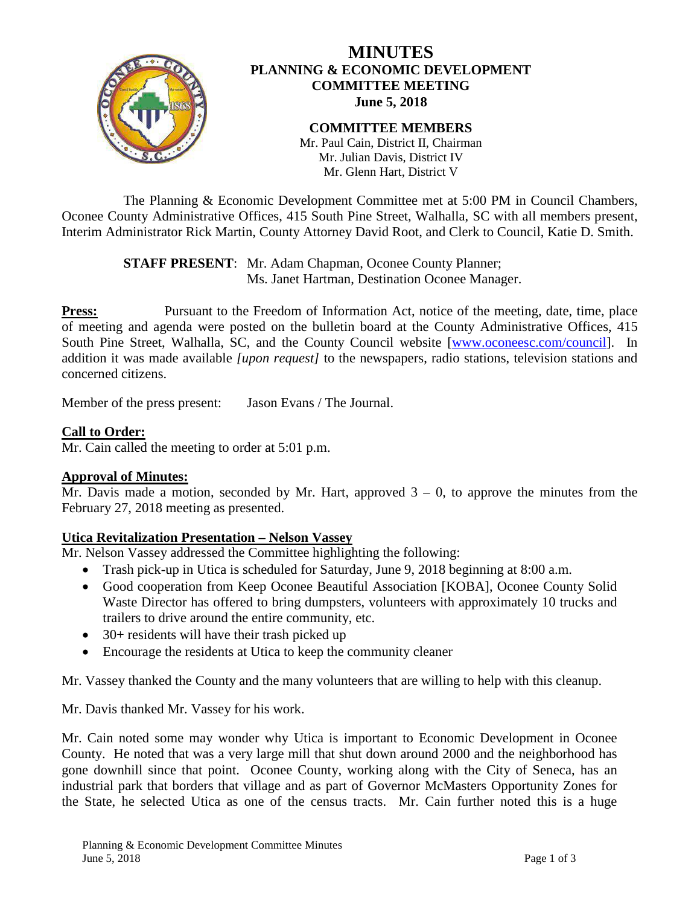# MINUTES
## PLANNING & ECONOMIC DEVELOPMENT COMMITTEE MEETING
**June 5, 2018**

**COMMITTEE MEMBERS**
Mr. Paul Cain, District II, Chairman
Mr. Julian Davis, District IV
Mr. Glenn Hart, District V

The Planning & Economic Development Committee met at 5:00 PM in Council Chambers, Oconee County Administrative Offices, 415 South Pine Street, Walhalla, SC with all members present, Interim Administrator Rick Martin, County Attorney David Root, and Clerk to Council, Katie D. Smith.

**STAFF PRESENT**: Mr. Adam Chapman, Oconee County Planner;
Ms. Janet Hartman, Destination Oconee Manager.

**Press:** Pursuant to the Freedom of Information Act, notice of the meeting, date, time, place of meeting and agenda were posted on the bulletin board at the County Administrative Offices, 415 South Pine Street, Walhalla, SC, and the County Council website [www.oconeesc.com/council]. In addition it was made available *[upon request]* to the newspapers, radio stations, television stations and concerned citizens.

Member of the press present: Jason Evans / The Journal.

**Call to Order:**
Mr. Cain called the meeting to order at 5:01 p.m.

**Approval of Minutes:**
Mr. Davis made a motion, seconded by Mr. Hart, approved 3 – 0, to approve the minutes from the February 27, 2018 meeting as presented.

**Utica Revitalization Presentation – Nelson Vassey**
Mr. Nelson Vassey addressed the Committee highlighting the following:

- Trash pick-up in Utica is scheduled for Saturday, June 9, 2018 beginning at 8:00 a.m.
- Good cooperation from Keep Oconee Beautiful Association [KOBA], Oconee County Solid Waste Director has offered to bring dumpsters, volunteers with approximately 10 trucks and trailers to drive around the entire community, etc.
- 30+ residents will have their trash picked up
- Encourage the residents at Utica to keep the community cleaner

Mr. Vassey thanked the County and the many volunteers that are willing to help with this cleanup.

Mr. Davis thanked Mr. Vassey for his work.

Mr. Cain noted some may wonder why Utica is important to Economic Development in Oconee County. He noted that was a very large mill that shut down around 2000 and the neighborhood has gone downhill since that point. Oconee County, working along with the City of Seneca, has an industrial park that borders that village and as part of Governor McMasters Opportunity Zones for the State, he selected Utica as one of the census tracts. Mr. Cain further noted this is a huge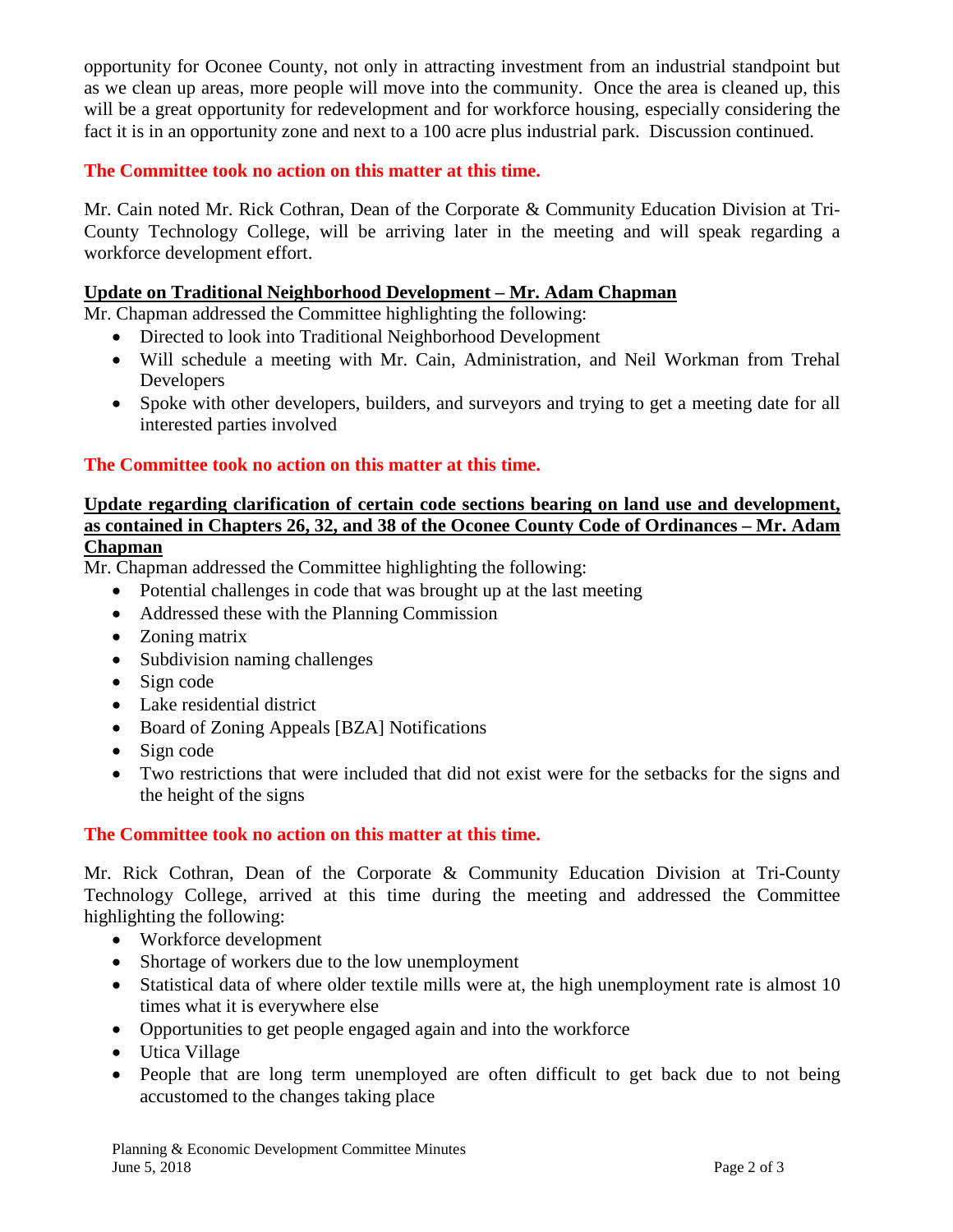opportunity for Oconee County, not only in attracting investment from an industrial standpoint but as we clean up areas, more people will move into the community. Once the area is cleaned up, this will be a great opportunity for redevelopment and for workforce housing, especially considering the fact it is in an opportunity zone and next to a 100 acre plus industrial park. Discussion continued.

**The Committee took no action on this matter at this time.**

Mr. Cain noted Mr. Rick Cothran, Dean of the Corporate & Community Education Division at Tri-County Technology College, will be arriving later in the meeting and will speak regarding a workforce development effort.

**Update on Traditional Neighborhood Development – Mr. Adam Chapman**

Mr. Chapman addressed the Committee highlighting the following:

- Directed to look into Traditional Neighborhood Development
- Will schedule a meeting with Mr. Cain, Administration, and Neil Workman from Trehal Developers
- Spoke with other developers, builders, and surveyors and trying to get a meeting date for all interested parties involved

**The Committee took no action on this matter at this time.**

**Update regarding clarification of certain code sections bearing on land use and development, as contained in Chapters 26, 32, and 38 of the Oconee County Code of Ordinances – Mr. Adam Chapman**

Mr. Chapman addressed the Committee highlighting the following:

- Potential challenges in code that was brought up at the last meeting
- Addressed these with the Planning Commission
- Zoning matrix
- Subdivision naming challenges
- Sign code
- Lake residential district
- Board of Zoning Appeals [BZA] Notifications
- Sign code
- Two restrictions that were included that did not exist were for the setbacks for the signs and the height of the signs

**The Committee took no action on this matter at this time.**

Mr. Rick Cothran, Dean of the Corporate & Community Education Division at Tri-County Technology College, arrived at this time during the meeting and addressed the Committee highlighting the following:

- Workforce development
- Shortage of workers due to the low unemployment
- Statistical data of where older textile mills were at, the high unemployment rate is almost 10 times what it is everywhere else
- Opportunities to get people engaged again and into the workforce
- Utica Village
- People that are long term unemployed are often difficult to get back due to not being accustomed to the changes taking place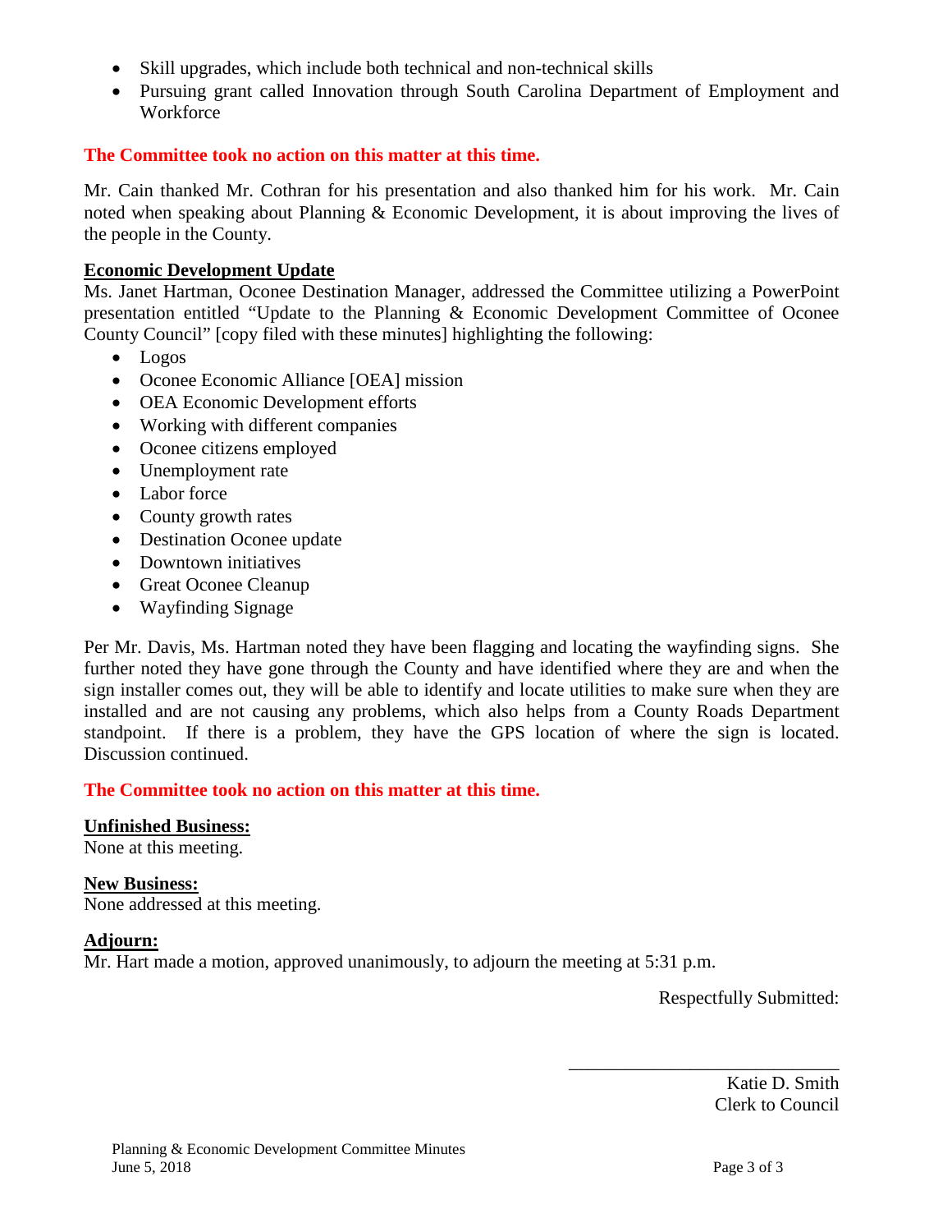- Skill upgrades, which include both technical and non-technical skills
- Pursuing grant called Innovation through South Carolina Department of Employment and Workforce

**The Committee took no action on this matter at this time.**

Mr. Cain thanked Mr. Cothran for his presentation and also thanked him for his work. Mr. Cain noted when speaking about Planning & Economic Development, it is about improving the lives of the people in the County.

**Economic Development Update**

Ms. Janet Hartman, Oconee Destination Manager, addressed the Committee utilizing a PowerPoint presentation entitled "Update to the Planning & Economic Development Committee of Oconee County Council" [copy filed with these minutes] highlighting the following:

- Logos
- Oconee Economic Alliance [OEA] mission
- OEA Economic Development efforts
- Working with different companies
- Oconee citizens employed
- Unemployment rate
- Labor force
- County growth rates
- Destination Oconee update
- Downtown initiatives
- Great Oconee Cleanup
- Wayfinding Signage

Per Mr. Davis, Ms. Hartman noted they have been flagging and locating the wayfinding signs. She further noted they have gone through the County and have identified where they are and when the sign installer comes out, they will be able to identify and locate utilities to make sure when they are installed and are not causing any problems, which also helps from a County Roads Department standpoint. If there is a problem, they have the GPS location of where the sign is located. Discussion continued.

**The Committee took no action on this matter at this time.**

**Unfinished Business:**

None at this meeting.

**New Business:**

None addressed at this meeting.

**Adjourn:**

Mr. Hart made a motion, approved unanimously, to adjourn the meeting at 5:31 p.m.

Respectfully Submitted:

\_\_\_\_\_\_\_\_\_\_\_\_\_\_\_\_\_\_\_\_\_\_\_\_\_\_\_\_\_\_

Katie D. Smith

Clerk to Council